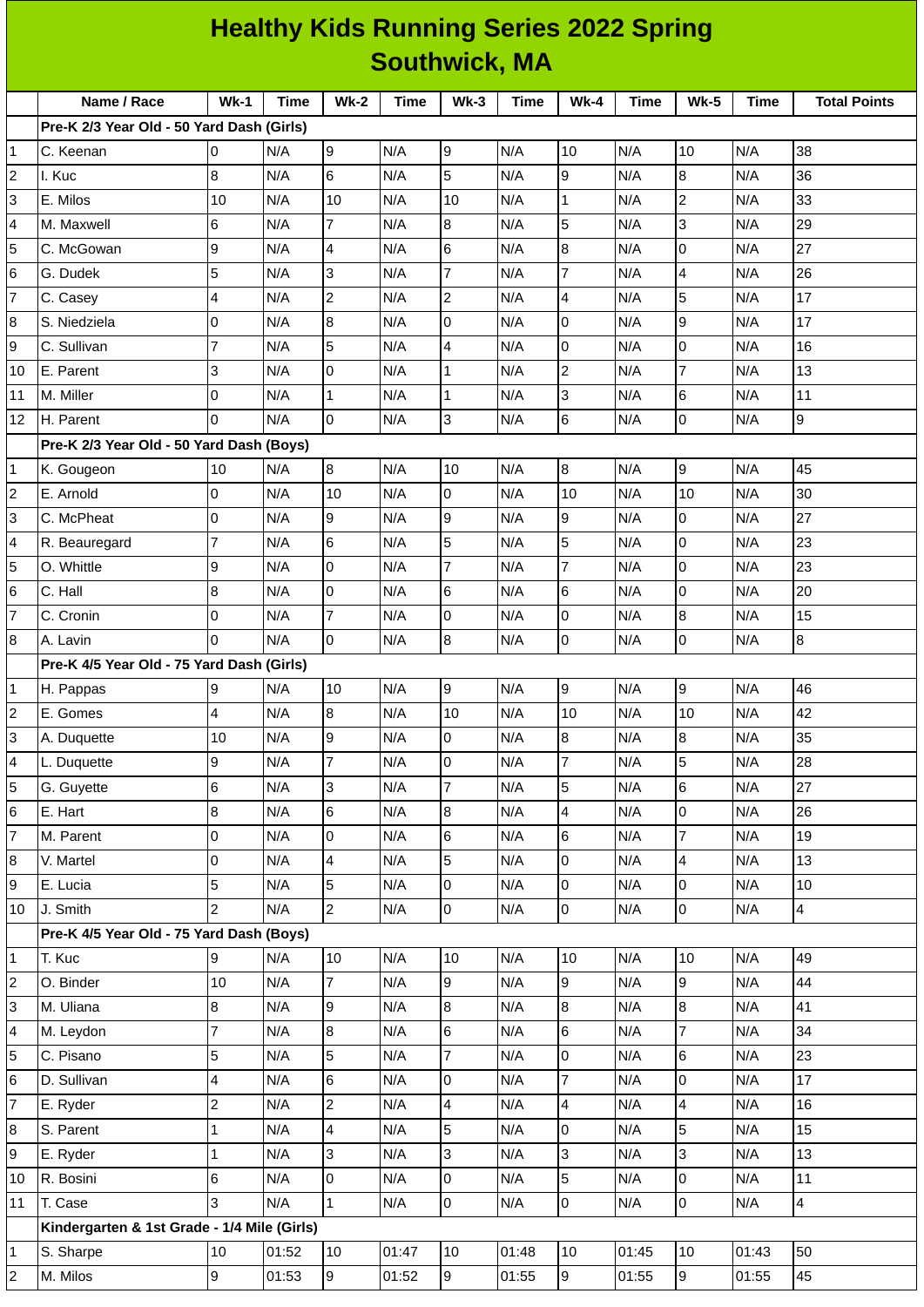# Healthy Kids Running Series 2022 Spring Southwick, MA

| | Name / Race | Wk-1 | Time | Wk-2 | Time | Wk-3 | Time | Wk-4 | Time | Wk-5 | Time | Total Points |
|---|---|---|---|---|---|---|---|---|---|---|---|---|
| | **Pre-K 2/3 Year Old - 50 Yard Dash (Girls)** | | | | | | | | | | | |
| 1 | C. Keenan | 0 | N/A | 9 | N/A | 9 | N/A | 10 | N/A | 10 | N/A | 38 |
| 2 | I. Kuc | 8 | N/A | 6 | N/A | 5 | N/A | 9 | N/A | 8 | N/A | 36 |
| 3 | E. Milos | 10 | N/A | 10 | N/A | 10 | N/A | 1 | N/A | 2 | N/A | 33 |
| 4 | M. Maxwell | 6 | N/A | 7 | N/A | 8 | N/A | 5 | N/A | 3 | N/A | 29 |
| 5 | C. McGowan | 9 | N/A | 4 | N/A | 6 | N/A | 8 | N/A | 0 | N/A | 27 |
| 6 | G. Dudek | 5 | N/A | 3 | N/A | 7 | N/A | 7 | N/A | 4 | N/A | 26 |
| 7 | C. Casey | 4 | N/A | 2 | N/A | 2 | N/A | 4 | N/A | 5 | N/A | 17 |
| 8 | S. Niedziela | 0 | N/A | 8 | N/A | 0 | N/A | 0 | N/A | 9 | N/A | 17 |
| 9 | C. Sullivan | 7 | N/A | 5 | N/A | 4 | N/A | 0 | N/A | 0 | N/A | 16 |
| 10 | E. Parent | 3 | N/A | 0 | N/A | 1 | N/A | 2 | N/A | 7 | N/A | 13 |
| 11 | M. Miller | 0 | N/A | 1 | N/A | 1 | N/A | 3 | N/A | 6 | N/A | 11 |
| 12 | H. Parent | 0 | N/A | 0 | N/A | 3 | N/A | 6 | N/A | 0 | N/A | 9 |
| | **Pre-K 2/3 Year Old - 50 Yard Dash (Boys)** | | | | | | | | | | | |
| 1 | K. Gougeon | 10 | N/A | 8 | N/A | 10 | N/A | 8 | N/A | 9 | N/A | 45 |
| 2 | E. Arnold | 0 | N/A | 10 | N/A | 0 | N/A | 10 | N/A | 10 | N/A | 30 |
| 3 | C. McPheat | 0 | N/A | 9 | N/A | 9 | N/A | 9 | N/A | 0 | N/A | 27 |
| 4 | R. Beauregard | 7 | N/A | 6 | N/A | 5 | N/A | 5 | N/A | 0 | N/A | 23 |
| 5 | O. Whittle | 9 | N/A | 0 | N/A | 7 | N/A | 7 | N/A | 0 | N/A | 23 |
| 6 | C. Hall | 8 | N/A | 0 | N/A | 6 | N/A | 6 | N/A | 0 | N/A | 20 |
| 7 | C. Cronin | 0 | N/A | 7 | N/A | 0 | N/A | 0 | N/A | 8 | N/A | 15 |
| 8 | A. Lavin | 0 | N/A | 0 | N/A | 8 | N/A | 0 | N/A | 0 | N/A | 8 |
| | **Pre-K 4/5 Year Old - 75 Yard Dash (Girls)** | | | | | | | | | | | |
| 1 | H. Pappas | 9 | N/A | 10 | N/A | 9 | N/A | 9 | N/A | 9 | N/A | 46 |
| 2 | E. Gomes | 4 | N/A | 8 | N/A | 10 | N/A | 10 | N/A | 10 | N/A | 42 |
| 3 | A. Duquette | 10 | N/A | 9 | N/A | 0 | N/A | 8 | N/A | 8 | N/A | 35 |
| 4 | L. Duquette | 9 | N/A | 7 | N/A | 0 | N/A | 7 | N/A | 5 | N/A | 28 |
| 5 | G. Guyette | 6 | N/A | 3 | N/A | 7 | N/A | 5 | N/A | 6 | N/A | 27 |
| 6 | E. Hart | 8 | N/A | 6 | N/A | 8 | N/A | 4 | N/A | 0 | N/A | 26 |
| 7 | M. Parent | 0 | N/A | 0 | N/A | 6 | N/A | 6 | N/A | 7 | N/A | 19 |
| 8 | V. Martel | 0 | N/A | 4 | N/A | 5 | N/A | 0 | N/A | 4 | N/A | 13 |
| 9 | E. Lucia | 5 | N/A | 5 | N/A | 0 | N/A | 0 | N/A | 0 | N/A | 10 |
| 10 | J. Smith | 2 | N/A | 2 | N/A | 0 | N/A | 0 | N/A | 0 | N/A | 4 |
| | **Pre-K 4/5 Year Old - 75 Yard Dash (Boys)** | | | | | | | | | | | |
| 1 | T. Kuc | 9 | N/A | 10 | N/A | 10 | N/A | 10 | N/A | 10 | N/A | 49 |
| 2 | O. Binder | 10 | N/A | 7 | N/A | 9 | N/A | 9 | N/A | 9 | N/A | 44 |
| 3 | M. Uliana | 8 | N/A | 9 | N/A | 8 | N/A | 8 | N/A | 8 | N/A | 41 |
| 4 | M. Leydon | 7 | N/A | 8 | N/A | 6 | N/A | 6 | N/A | 7 | N/A | 34 |
| 5 | C. Pisano | 5 | N/A | 5 | N/A | 7 | N/A | 0 | N/A | 6 | N/A | 23 |
| 6 | D. Sullivan | 4 | N/A | 6 | N/A | 0 | N/A | 7 | N/A | 0 | N/A | 17 |
| 7 | E. Ryder | 2 | N/A | 2 | N/A | 4 | N/A | 4 | N/A | 4 | N/A | 16 |
| 8 | S. Parent | 1 | N/A | 4 | N/A | 5 | N/A | 0 | N/A | 5 | N/A | 15 |
| 9 | E. Ryder | 1 | N/A | 3 | N/A | 3 | N/A | 3 | N/A | 3 | N/A | 13 |
| 10 | R. Bosini | 6 | N/A | 0 | N/A | 0 | N/A | 5 | N/A | 0 | N/A | 11 |
| 11 | T. Case | 3 | N/A | 1 | N/A | 0 | N/A | 0 | N/A | 0 | N/A | 4 |
| | **Kindergarten & 1st Grade - 1/4 Mile (Girls)** | | | | | | | | | | | |
| 1 | S. Sharpe | 10 | 01:52 | 10 | 01:47 | 10 | 01:48 | 10 | 01:45 | 10 | 01:43 | 50 |
| 2 | M. Milos | 9 | 01:53 | 9 | 01:52 | 9 | 01:55 | 9 | 01:55 | 9 | 01:55 | 45 |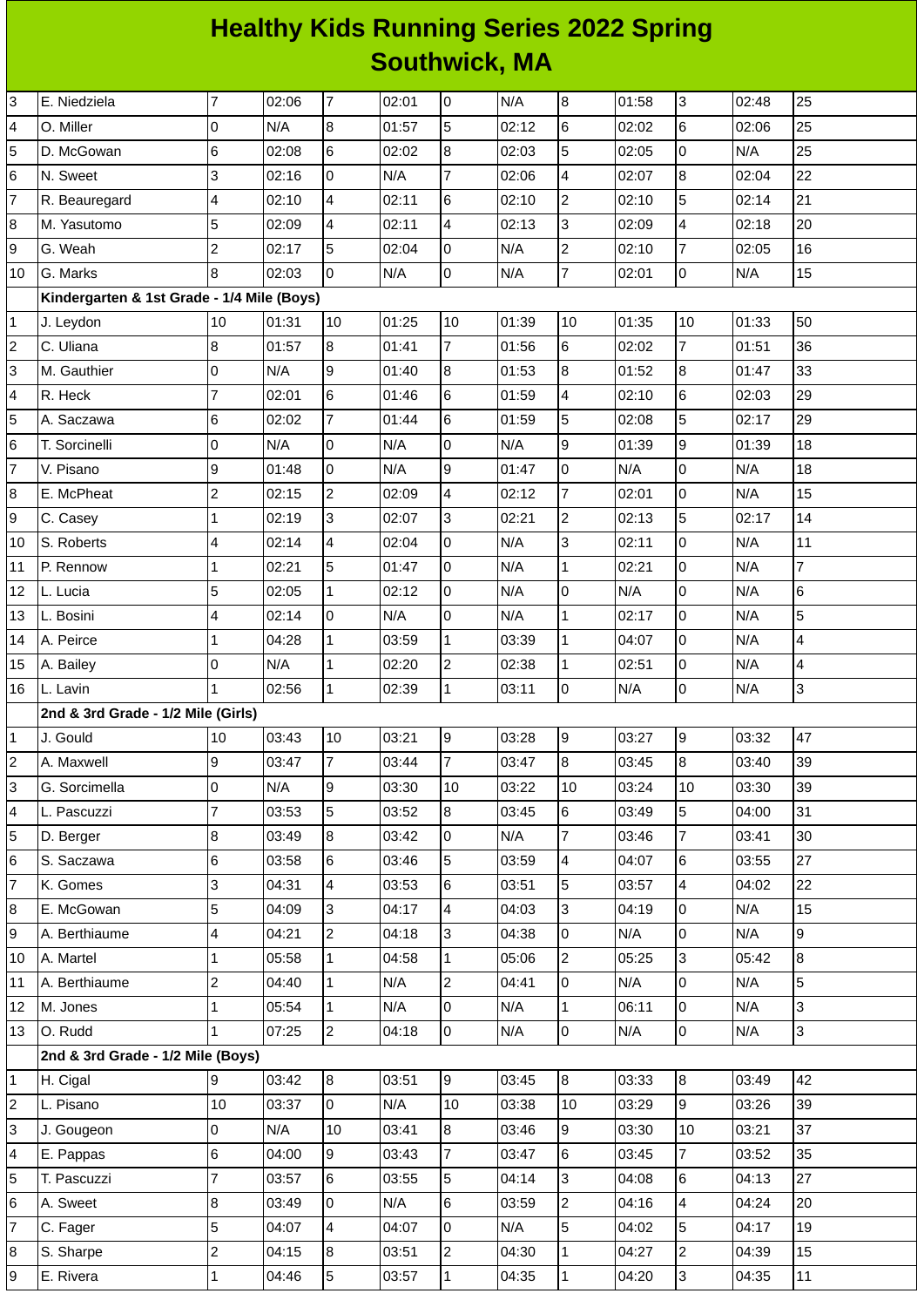# Healthy Kids Running Series 2022 Spring
## Southwick, MA

| | | | | | | | | | | | | |
|---|---|---|---|---|---|---|---|---|---|---|---|---|
| 3 | E. Niedziela | 7 | 02:06 | 7 | 02:01 | 0 | N/A | 8 | 01:58 | 3 | 02:48 | 25 |
| 4 | O. Miller | 0 | N/A | 8 | 01:57 | 5 | 02:12 | 6 | 02:02 | 6 | 02:06 | 25 |
| 5 | D. McGowan | 6 | 02:08 | 6 | 02:02 | 8 | 02:03 | 5 | 02:05 | 0 | N/A | 25 |
| 6 | N. Sweet | 3 | 02:16 | 0 | N/A | 7 | 02:06 | 4 | 02:07 | 8 | 02:04 | 22 |
| 7 | R. Beauregard | 4 | 02:10 | 4 | 02:11 | 6 | 02:10 | 2 | 02:10 | 5 | 02:14 | 21 |
| 8 | M. Yasutomo | 5 | 02:09 | 4 | 02:11 | 4 | 02:13 | 3 | 02:09 | 4 | 02:18 | 20 |
| 9 | G. Weah | 2 | 02:17 | 5 | 02:04 | 0 | N/A | 2 | 02:10 | 7 | 02:05 | 16 |
| 10 | G. Marks | 8 | 02:03 | 0 | N/A | 0 | N/A | 7 | 02:01 | 0 | N/A | 15 |
| | **Kindergarten & 1st Grade - 1/4 Mile (Boys)** | | | | | | | | | | | |
| 1 | J. Leydon | 10 | 01:31 | 10 | 01:25 | 10 | 01:39 | 10 | 01:35 | 10 | 01:33 | 50 |
| 2 | C. Uliana | 8 | 01:57 | 8 | 01:41 | 7 | 01:56 | 6 | 02:02 | 7 | 01:51 | 36 |
| 3 | M. Gauthier | 0 | N/A | 9 | 01:40 | 8 | 01:53 | 8 | 01:52 | 8 | 01:47 | 33 |
| 4 | R. Heck | 7 | 02:01 | 6 | 01:46 | 6 | 01:59 | 4 | 02:10 | 6 | 02:03 | 29 |
| 5 | A. Saczawa | 6 | 02:02 | 7 | 01:44 | 6 | 01:59 | 5 | 02:08 | 5 | 02:17 | 29 |
| 6 | T. Sorcinelli | 0 | N/A | 0 | N/A | 0 | N/A | 9 | 01:39 | 9 | 01:39 | 18 |
| 7 | V. Pisano | 9 | 01:48 | 0 | N/A | 9 | 01:47 | 0 | N/A | 0 | N/A | 18 |
| 8 | E. McPheat | 2 | 02:15 | 2 | 02:09 | 4 | 02:12 | 7 | 02:01 | 0 | N/A | 15 |
| 9 | C. Casey | 1 | 02:19 | 3 | 02:07 | 3 | 02:21 | 2 | 02:13 | 5 | 02:17 | 14 |
| 10 | S. Roberts | 4 | 02:14 | 4 | 02:04 | 0 | N/A | 3 | 02:11 | 0 | N/A | 11 |
| 11 | P. Rennow | 1 | 02:21 | 5 | 01:47 | 0 | N/A | 1 | 02:21 | 0 | N/A | 7 |
| 12 | L. Lucia | 5 | 02:05 | 1 | 02:12 | 0 | N/A | 0 | N/A | 0 | N/A | 6 |
| 13 | L. Bosini | 4 | 02:14 | 0 | N/A | 0 | N/A | 1 | 02:17 | 0 | N/A | 5 |
| 14 | A. Peirce | 1 | 04:28 | 1 | 03:59 | 1 | 03:39 | 1 | 04:07 | 0 | N/A | 4 |
| 15 | A. Bailey | 0 | N/A | 1 | 02:20 | 2 | 02:38 | 1 | 02:51 | 0 | N/A | 4 |
| 16 | L. Lavin | 1 | 02:56 | 1 | 02:39 | 1 | 03:11 | 0 | N/A | 0 | N/A | 3 |
| | **2nd & 3rd Grade - 1/2 Mile (Girls)** | | | | | | | | | | | |
| 1 | J. Gould | 10 | 03:43 | 10 | 03:21 | 9 | 03:28 | 9 | 03:27 | 9 | 03:32 | 47 |
| 2 | A. Maxwell | 9 | 03:47 | 7 | 03:44 | 7 | 03:47 | 8 | 03:45 | 8 | 03:40 | 39 |
| 3 | G. Sorcimella | 0 | N/A | 9 | 03:30 | 10 | 03:22 | 10 | 03:24 | 10 | 03:30 | 39 |
| 4 | L. Pascuzzi | 7 | 03:53 | 5 | 03:52 | 8 | 03:45 | 6 | 03:49 | 5 | 04:00 | 31 |
| 5 | D. Berger | 8 | 03:49 | 8 | 03:42 | 0 | N/A | 7 | 03:46 | 7 | 03:41 | 30 |
| 6 | S. Saczawa | 6 | 03:58 | 6 | 03:46 | 5 | 03:59 | 4 | 04:07 | 6 | 03:55 | 27 |
| 7 | K. Gomes | 3 | 04:31 | 4 | 03:53 | 6 | 03:51 | 5 | 03:57 | 4 | 04:02 | 22 |
| 8 | E. McGowan | 5 | 04:09 | 3 | 04:17 | 4 | 04:03 | 3 | 04:19 | 0 | N/A | 15 |
| 9 | A. Berthiaume | 4 | 04:21 | 2 | 04:18 | 3 | 04:38 | 0 | N/A | 0 | N/A | 9 |
| 10 | A. Martel | 1 | 05:58 | 1 | 04:58 | 1 | 05:06 | 2 | 05:25 | 3 | 05:42 | 8 |
| 11 | A. Berthiaume | 2 | 04:40 | 1 | N/A | 2 | 04:41 | 0 | N/A | 0 | N/A | 5 |
| 12 | M. Jones | 1 | 05:54 | 1 | N/A | 0 | N/A | 1 | 06:11 | 0 | N/A | 3 |
| 13 | O. Rudd | 1 | 07:25 | 2 | 04:18 | 0 | N/A | 0 | N/A | 0 | N/A | 3 |
| | **2nd & 3rd Grade - 1/2 Mile (Boys)** | | | | | | | | | | | |
| 1 | H. Cigal | 9 | 03:42 | 8 | 03:51 | 9 | 03:45 | 8 | 03:33 | 8 | 03:49 | 42 |
| 2 | L. Pisano | 10 | 03:37 | 0 | N/A | 10 | 03:38 | 10 | 03:29 | 9 | 03:26 | 39 |
| 3 | J. Gougeon | 0 | N/A | 10 | 03:41 | 8 | 03:46 | 9 | 03:30 | 10 | 03:21 | 37 |
| 4 | E. Pappas | 6 | 04:00 | 9 | 03:43 | 7 | 03:47 | 6 | 03:45 | 7 | 03:52 | 35 |
| 5 | T. Pascuzzi | 7 | 03:57 | 6 | 03:55 | 5 | 04:14 | 3 | 04:08 | 6 | 04:13 | 27 |
| 6 | A. Sweet | 8 | 03:49 | 0 | N/A | 6 | 03:59 | 2 | 04:16 | 4 | 04:24 | 20 |
| 7 | C. Fager | 5 | 04:07 | 4 | 04:07 | 0 | N/A | 5 | 04:02 | 5 | 04:17 | 19 |
| 8 | S. Sharpe | 2 | 04:15 | 8 | 03:51 | 2 | 04:30 | 1 | 04:27 | 2 | 04:39 | 15 |
| 9 | E. Rivera | 1 | 04:46 | 5 | 03:57 | 1 | 04:35 | 1 | 04:20 | 3 | 04:35 | 11 |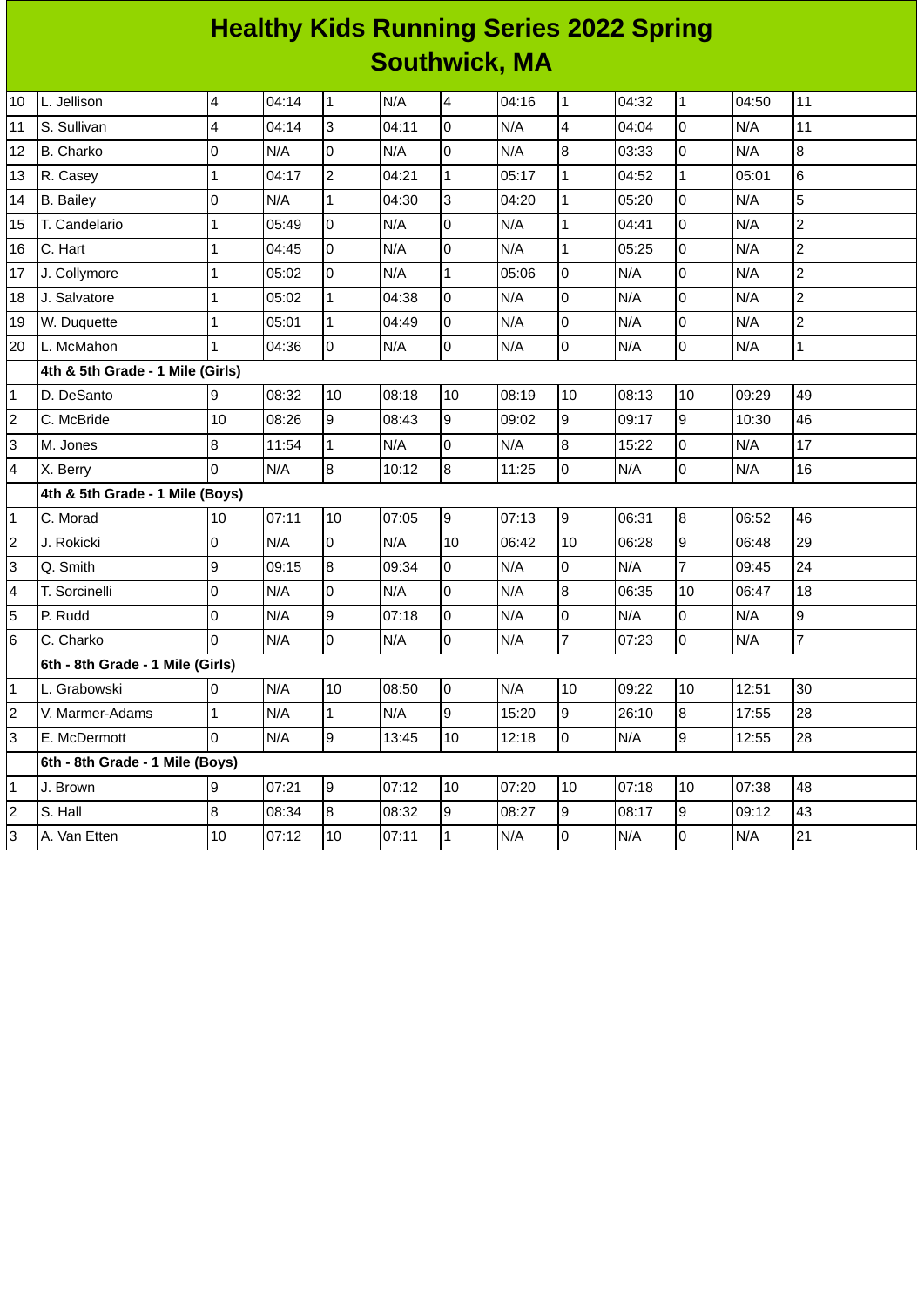# Healthy Kids Running Series 2022 Spring
## Southwick, MA

| | | | | | | | | | | | |
|---|---|---|---|---|---|---|---|---|---|---|---|
| 10 | L. Jellison | 4 | 04:14 | 1 | N/A | 4 | 04:16 | 1 | 04:32 | 1 | 04:50 | 11 |
| 11 | S. Sullivan | 4 | 04:14 | 3 | 04:11 | 0 | N/A | 4 | 04:04 | 0 | N/A | 11 |
| 12 | B. Charko | 0 | N/A | 0 | N/A | 0 | N/A | 8 | 03:33 | 0 | N/A | 8 |
| 13 | R. Casey | 1 | 04:17 | 2 | 04:21 | 1 | 05:17 | 1 | 04:52 | 1 | 05:01 | 6 |
| 14 | B. Bailey | 0 | N/A | 1 | 04:30 | 3 | 04:20 | 1 | 05:20 | 0 | N/A | 5 |
| 15 | T. Candelario | 1 | 05:49 | 0 | N/A | 0 | N/A | 1 | 04:41 | 0 | N/A | 2 |
| 16 | C. Hart | 1 | 04:45 | 0 | N/A | 0 | N/A | 1 | 05:25 | 0 | N/A | 2 |
| 17 | J. Collymore | 1 | 05:02 | 0 | N/A | 1 | 05:06 | 0 | N/A | 0 | N/A | 2 |
| 18 | J. Salvatore | 1 | 05:02 | 1 | 04:38 | 0 | N/A | 0 | N/A | 0 | N/A | 2 |
| 19 | W. Duquette | 1 | 05:01 | 1 | 04:49 | 0 | N/A | 0 | N/A | 0 | N/A | 2 |
| 20 | L. McMahon | 1 | 04:36 | 0 | N/A | 0 | N/A | 0 | N/A | 0 | N/A | 1 |
| | **4th & 5th Grade - 1 Mile (Girls)** | | | | | | | | | | | |
| 1 | D. DeSanto | 9 | 08:32 | 10 | 08:18 | 10 | 08:19 | 10 | 08:13 | 10 | 09:29 | 49 |
| 2 | C. McBride | 10 | 08:26 | 9 | 08:43 | 9 | 09:02 | 9 | 09:17 | 9 | 10:30 | 46 |
| 3 | M. Jones | 8 | 11:54 | 1 | N/A | 0 | N/A | 8 | 15:22 | 0 | N/A | 17 |
| 4 | X. Berry | 0 | N/A | 8 | 10:12 | 8 | 11:25 | 0 | N/A | 0 | N/A | 16 |
| | **4th & 5th Grade - 1 Mile (Boys)** | | | | | | | | | | | |
| 1 | C. Morad | 10 | 07:11 | 10 | 07:05 | 9 | 07:13 | 9 | 06:31 | 8 | 06:52 | 46 |
| 2 | J. Rokicki | 0 | N/A | 0 | N/A | 10 | 06:42 | 10 | 06:28 | 9 | 06:48 | 29 |
| 3 | Q. Smith | 9 | 09:15 | 8 | 09:34 | 0 | N/A | 0 | N/A | 7 | 09:45 | 24 |
| 4 | T. Sorcinelli | 0 | N/A | 0 | N/A | 0 | N/A | 8 | 06:35 | 10 | 06:47 | 18 |
| 5 | P. Rudd | 0 | N/A | 9 | 07:18 | 0 | N/A | 0 | N/A | 0 | N/A | 9 |
| 6 | C. Charko | 0 | N/A | 0 | N/A | 0 | N/A | 7 | 07:23 | 0 | N/A | 7 |
| | **6th - 8th Grade - 1 Mile (Girls)** | | | | | | | | | | | |
| 1 | L. Grabowski | 0 | N/A | 10 | 08:50 | 0 | N/A | 10 | 09:22 | 10 | 12:51 | 30 |
| 2 | V. Marmer-Adams | 1 | N/A | 1 | N/A | 9 | 15:20 | 9 | 26:10 | 8 | 17:55 | 28 |
| 3 | E. McDermott | 0 | N/A | 9 | 13:45 | 10 | 12:18 | 0 | N/A | 9 | 12:55 | 28 |
| | **6th - 8th Grade - 1 Mile (Boys)** | | | | | | | | | | | |
| 1 | J. Brown | 9 | 07:21 | 9 | 07:12 | 10 | 07:20 | 10 | 07:18 | 10 | 07:38 | 48 |
| 2 | S. Hall | 8 | 08:34 | 8 | 08:32 | 9 | 08:27 | 9 | 08:17 | 9 | 09:12 | 43 |
| 3 | A. Van Etten | 10 | 07:12 | 10 | 07:11 | 1 | N/A | 0 | N/A | 0 | N/A | 21 |